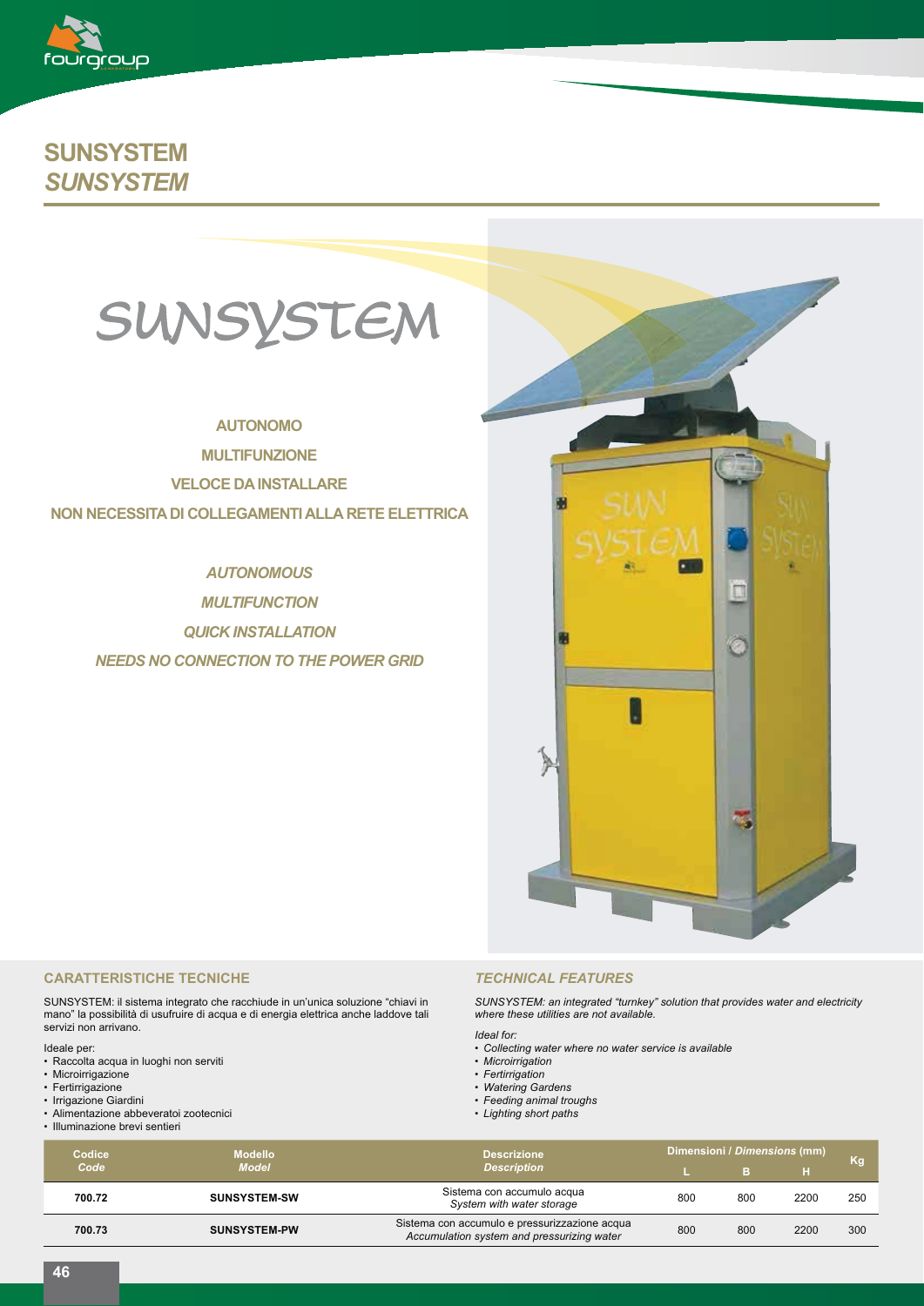# SUNSYSTEM
## *SUNSYSTEM*

SUNSYSTEM

**AUTONOMO**

**MULTIFUNZIONE**

**VELOCE DA INSTALLARE**

**NON NECESSITA DI COLLEGAMENTI ALLA RETE ELETTRICA**

***AUTONOMOUS***

***MULTIFUNCTION***

***QUICK INSTALLATION***

***NEEDS NO CONNECTION TO THE POWER GRID***

### CARATTERISTICHE TECNICHE

SUNSYSTEM: il sistema integrato che racchiude in un'unica soluzione "chiavi in mano" la possibilità di usufruire di acqua e di energia elettrica anche laddove tali servizi non arrivano.

Ideale per:
- Raccolta acqua in luoghi non serviti
- Microirrigazione
- Fertirrigazione
- Irrigazione Giardini
- Alimentazione abbeveratoi zootecnici
- Illuminazione brevi sentieri

### *TECHNICAL FEATURES*

*SUNSYSTEM: an integrated "turnkey" solution that provides water and electricity where these utilities are not available.*

*Ideal for:*
- *Collecting water where no water service is available*
- *Microirrigation*
- *Fertirrigation*
- *Watering Gardens*
- *Feeding animal troughs*
- *Lighting short paths*

| Codice *Code* | Modello *Model* | Descrizione *Description* | Dimensioni / *Dimensions* (mm) | | | Kg |
|---|---|---|---|---|---|---|
| | | | L | B | H | |
| 700.72 | SUNSYSTEM-SW | Sistema con accumulo acqua *System with water storage* | 800 | 800 | 2200 | 250 |
| 700.73 | SUNSYSTEM-PW | Sistema con accumulo e pressurizzazione acqua *Accumulation system and pressurizing water* | 800 | 800 | 2200 | 300 |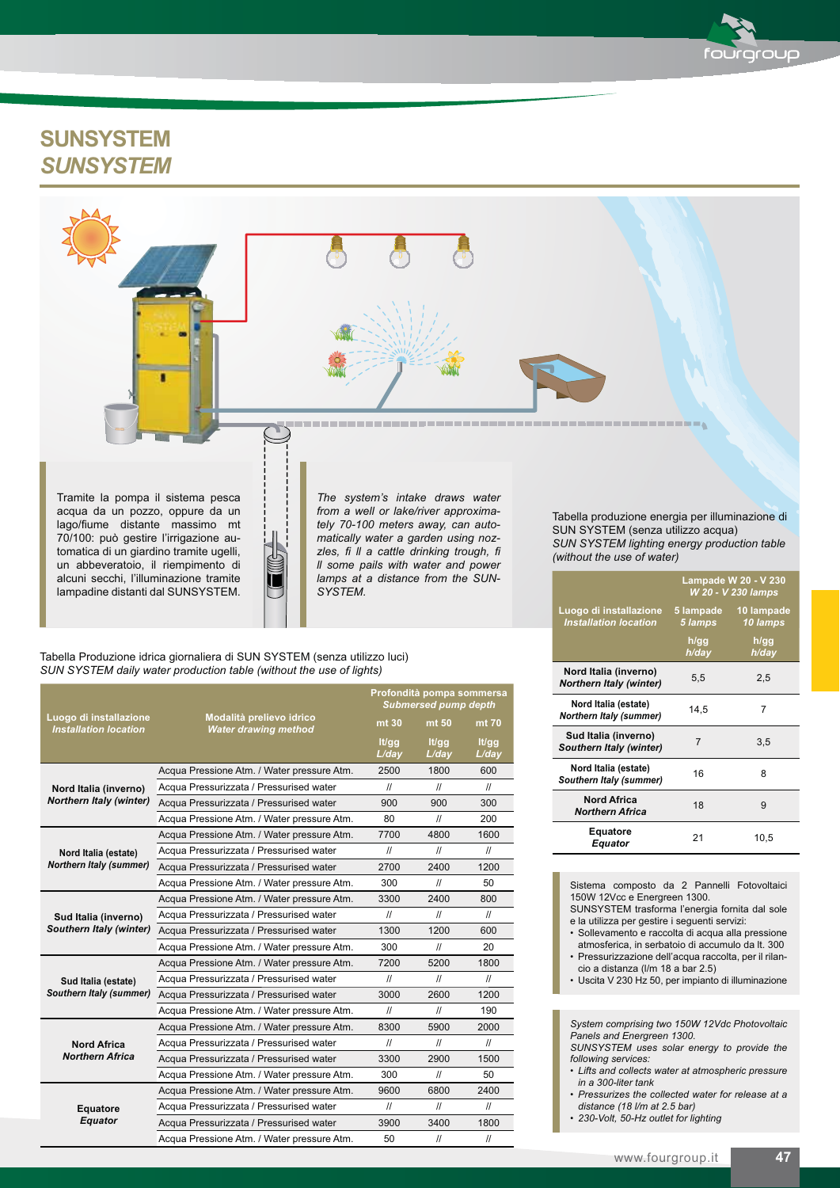# SUNSYSTEM
## *SUNSYSTEM*

Tramite la pompa il sistema pesca acqua da un pozzo, oppure da un lago/fiume distante massimo mt 70/100: può gestire l'irrigazione automatica di un giardino tramite ugelli, un abbeveratoio, il riempimento di alcuni secchi, l'illuminazione tramite lampadine distanti dal SUNSYSTEM.

*The system's intake draws water from a well or lake/river approximately 70-100 meters away, can automatically water a garden using nozzles, fi ll a cattle drinking trough, fi ll some pails with water and power lamps at a distance from the SUN-SYSTEM.*

Tabella Produzione idrica giornaliera di SUN SYSTEM (senza utilizzo luci)
*SUN SYSTEM daily water production table (without the use of lights)*

| Luogo di installazione *Installation location* | Modalità prelievo idrico *Water drawing method* | Profondità pompa sommersa *Submersed pump depth* | | |
|---|---|---|---|---|
| | | mt 30 | mt 50 | mt 70 |
| | | lt/gg *L/day* | lt/gg *L/day* | lt/gg *L/day* |
| **Nord Italia (inverno)** *Northern Italy (winter)* | Acqua Pressione Atm. / Water pressure Atm. | 2500 | 1800 | 600 |
| | Acqua Pressurizzata / Pressurised water | // | // | // |
| | Acqua Pressurizzata / Pressurised water | 900 | 900 | 300 |
| | Acqua Pressione Atm. / Water pressure Atm. | 80 | // | 200 |
| **Nord Italia (estate)** *Northern Italy (summer)* | Acqua Pressione Atm. / Water pressure Atm. | 7700 | 4800 | 1600 |
| | Acqua Pressurizzata / Pressurised water | // | // | // |
| | Acqua Pressurizzata / Pressurised water | 2700 | 2400 | 1200 |
| | Acqua Pressione Atm. / Water pressure Atm. | 300 | // | 50 |
| **Sud Italia (inverno)** *Southern Italy (winter)* | Acqua Pressione Atm. / Water pressure Atm. | 3300 | 2400 | 800 |
| | Acqua Pressurizzata / Pressurised water | // | // | // |
| | Acqua Pressurizzata / Pressurised water | 1300 | 1200 | 600 |
| | Acqua Pressione Atm. / Water pressure Atm. | 300 | // | 20 |
| **Sud Italia (estate)** *Southern Italy (summer)* | Acqua Pressione Atm. / Water pressure Atm. | 7200 | 5200 | 1800 |
| | Acqua Pressurizzata / Pressurised water | // | // | // |
| | Acqua Pressurizzata / Pressurised water | 3000 | 2600 | 1200 |
| | Acqua Pressione Atm. / Water pressure Atm. | // | // | 190 |
| **Nord Africa** *Northern Africa* | Acqua Pressione Atm. / Water pressure Atm. | 8300 | 5900 | 2000 |
| | Acqua Pressurizzata / Pressurised water | // | // | // |
| | Acqua Pressurizzata / Pressurised water | 3300 | 2900 | 1500 |
| | Acqua Pressione Atm. / Water pressure Atm. | 300 | // | 50 |
| **Equatore** *Equator* | Acqua Pressione Atm. / Water pressure Atm. | 9600 | 6800 | 2400 |
| | Acqua Pressurizzata / Pressurised water | // | // | // |
| | Acqua Pressurizzata / Pressurised water | 3900 | 3400 | 1800 |
| | Acqua Pressione Atm. / Water pressure Atm. | 50 | // | // |

Tabella produzione energia per illuminazione di SUN SYSTEM (senza utilizzo acqua)
*SUN SYSTEM lighting energy production table (without the use of water)*

| Luogo di installazione *Installation location* | Lampade W 20 - V 230 *W 20 - V 230 lamps* | |
|---|---|---|
| | 5 lampade *5 lamps* | 10 lampade *10 lamps* |
| | h/gg *h/day* | h/gg *h/day* |
| **Nord Italia (inverno)** *Northern Italy (winter)* | 5,5 | 2,5 |
| **Nord Italia (estate)** *Northern Italy (summer)* | 14,5 | 7 |
| **Sud Italia (inverno)** *Southern Italy (winter)* | 7 | 3,5 |
| **Nord Italia (estate)** *Southern Italy (summer)* | 16 | 8 |
| **Nord Africa** *Northern Africa* | 18 | 9 |
| **Equatore** *Equator* | 21 | 10,5 |

Sistema composto da 2 Pannelli Fotovoltaici 150W 12Vcc e Energreen 1300.
SUNSYSTEM trasforma l'energia fornita dal sole e la utilizza per gestire i seguenti servizi:

- Sollevamento e raccolta di acqua alla pressione atmosferica, in serbatoio di accumulo da lt. 300
- Pressurizzazione dell'acqua raccolta, per il rilancio a distanza (l/m 18 a bar 2.5)
- Uscita V 230 Hz 50, per impianto di illuminazione

*System comprising two 150W 12Vdc Photovoltaic Panels and Energreen 1300.*
*SUNSYSTEM uses solar energy to provide the following services:*

- *Lifts and collects water at atmospheric pressure in a 300-liter tank*
- *Pressurizes the collected water for release at a distance (18 l/m at 2.5 bar)*
- *230-Volt, 50-Hz outlet for lighting*